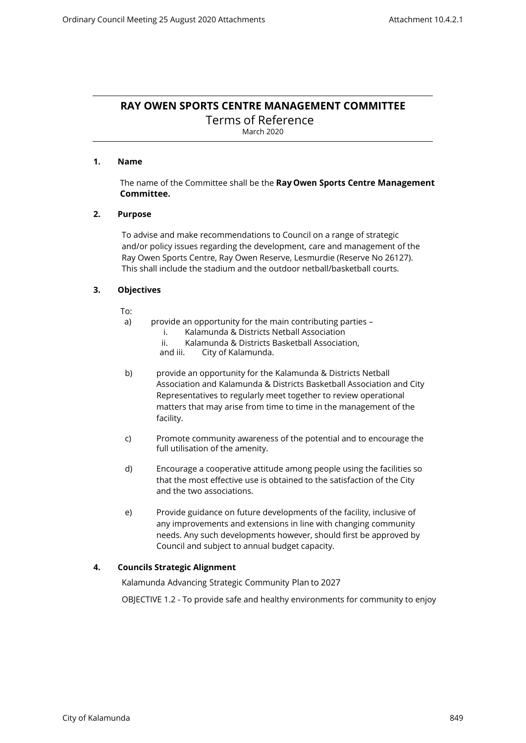# RAY OWEN SPORTS CENTRE MANAGEMENT COMMITTEE

## Terms of Reference

March 2020

### 1. Name

The name of the Committee shall be the **Ray Owen Sports Centre Management Committee.**

### 2. Purpose

To advise and make recommendations to Council on a range of strategic and/or policy issues regarding the development, care and management of the Ray Owen Sports Centre, Ray Owen Reserve, Lesmurdie (Reserve No 26127). This shall include the stadium and the outdoor netball/basketball courts.

### 3. Objectives

To:

a) provide an opportunity for the main contributing parties –
   i. Kalamunda & Districts Netball Association
   ii. Kalamunda & Districts Basketball Association,
   and iii. City of Kalamunda.

b) provide an opportunity for the Kalamunda & Districts Netball Association and Kalamunda & Districts Basketball Association and City Representatives to regularly meet together to review operational matters that may arise from time to time in the management of the facility.

c) Promote community awareness of the potential and to encourage the full utilisation of the amenity.

d) Encourage a cooperative attitude among people using the facilities so that the most effective use is obtained to the satisfaction of the City and the two associations.

e) Provide guidance on future developments of the facility, inclusive of any improvements and extensions in line with changing community needs. Any such developments however, should first be approved by Council and subject to annual budget capacity.

### 4. Councils Strategic Alignment

Kalamunda Advancing Strategic Community Plan to 2027

OBJECTIVE 1.2 - To provide safe and healthy environments for community to enjoy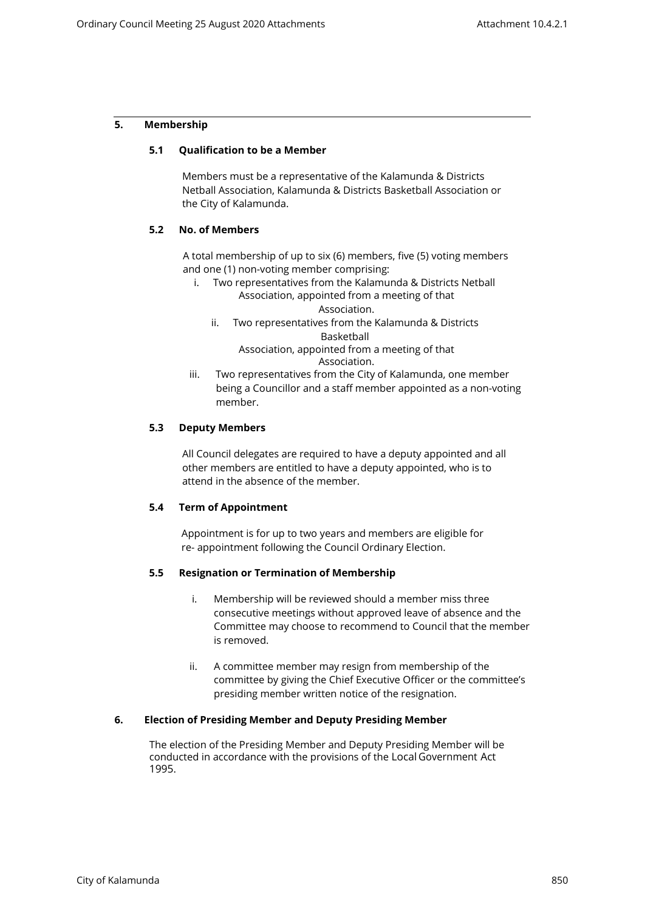## 5. Membership

### 5.1 Qualification to be a Member

Members must be a representative of the Kalamunda & Districts Netball Association, Kalamunda & Districts Basketball Association or the City of Kalamunda.

### 5.2 No. of Members

A total membership of up to six (6) members, five (5) voting members and one (1) non-voting member comprising:

i. Two representatives from the Kalamunda & Districts Netball Association, appointed from a meeting of that Association.

ii. Two representatives from the Kalamunda & Districts Basketball Association, appointed from a meeting of that Association.

iii. Two representatives from the City of Kalamunda, one member being a Councillor and a staff member appointed as a non-voting member.

### 5.3 Deputy Members

All Council delegates are required to have a deputy appointed and all other members are entitled to have a deputy appointed, who is to attend in the absence of the member.

### 5.4 Term of Appointment

Appointment is for up to two years and members are eligible for re- appointment following the Council Ordinary Election.

### 5.5 Resignation or Termination of Membership

i. Membership will be reviewed should a member miss three consecutive meetings without approved leave of absence and the Committee may choose to recommend to Council that the member is removed.

ii. A committee member may resign from membership of the committee by giving the Chief Executive Officer or the committee's presiding member written notice of the resignation.

## 6. Election of Presiding Member and Deputy Presiding Member

The election of the Presiding Member and Deputy Presiding Member will be conducted in accordance with the provisions of the Local Government Act 1995.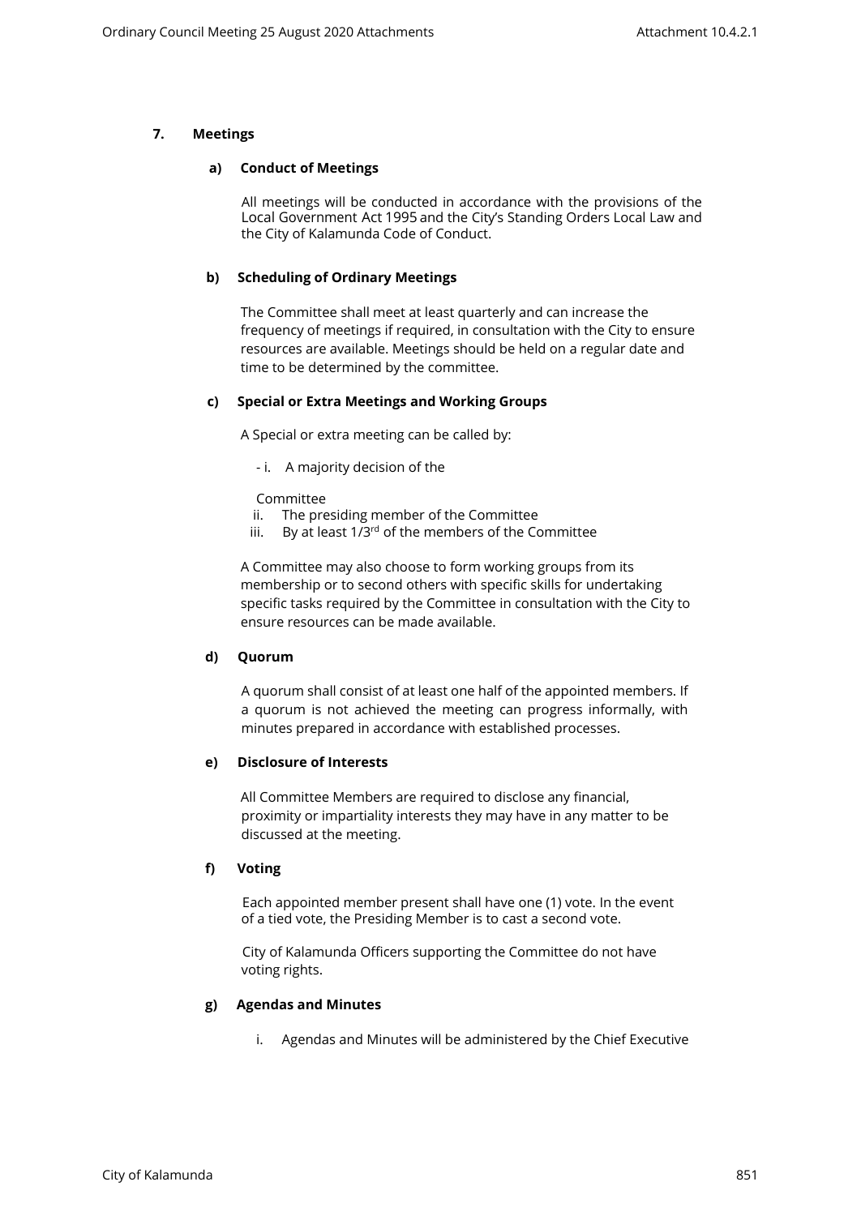## 7. Meetings

### a) Conduct of Meetings

All meetings will be conducted in accordance with the provisions of the Local Government Act 1995 and the City's Standing Orders Local Law and the City of Kalamunda Code of Conduct.

### b) Scheduling of Ordinary Meetings

The Committee shall meet at least quarterly and can increase the frequency of meetings if required, in consultation with the City to ensure resources are available. Meetings should be held on a regular date and time to be determined by the committee.

### c) Special or Extra Meetings and Working Groups

A Special or extra meeting can be called by:

- i. A majority decision of the Committee
- ii. The presiding member of the Committee
- iii. By at least 1/3rd of the members of the Committee

A Committee may also choose to form working groups from its membership or to second others with specific skills for undertaking specific tasks required by the Committee in consultation with the City to ensure resources can be made available.

### d) Quorum

A quorum shall consist of at least one half of the appointed members. If a quorum is not achieved the meeting can progress informally, with minutes prepared in accordance with established processes.

### e) Disclosure of Interests

All Committee Members are required to disclose any financial, proximity or impartiality interests they may have in any matter to be discussed at the meeting.

### f) Voting

Each appointed member present shall have one (1) vote. In the event of a tied vote, the Presiding Member is to cast a second vote.

City of Kalamunda Officers supporting the Committee do not have voting rights.

### g) Agendas and Minutes

i. Agendas and Minutes will be administered by the Chief Executive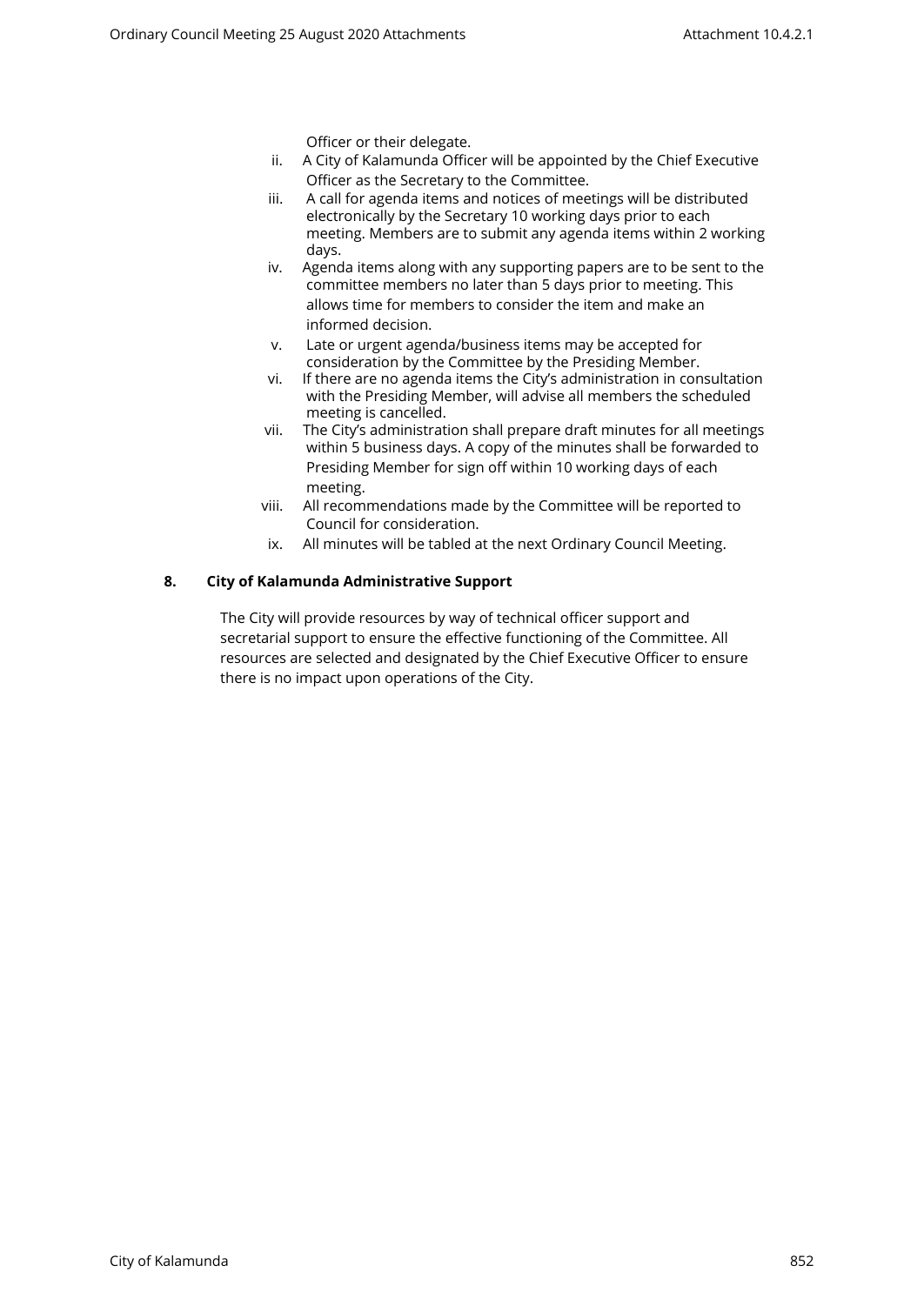Officer or their delegate.

ii. A City of Kalamunda Officer will be appointed by the Chief Executive Officer as the Secretary to the Committee.

iii. A call for agenda items and notices of meetings will be distributed electronically by the Secretary 10 working days prior to each meeting. Members are to submit any agenda items within 2 working days.

iv. Agenda items along with any supporting papers are to be sent to the committee members no later than 5 days prior to meeting. This allows time for members to consider the item and make an informed decision.

v. Late or urgent agenda/business items may be accepted for consideration by the Committee by the Presiding Member.

vi. If there are no agenda items the City's administration in consultation with the Presiding Member, will advise all members the scheduled meeting is cancelled.

vii. The City's administration shall prepare draft minutes for all meetings within 5 business days. A copy of the minutes shall be forwarded to Presiding Member for sign off within 10 working days of each meeting.

viii. All recommendations made by the Committee will be reported to Council for consideration.

ix. All minutes will be tabled at the next Ordinary Council Meeting.

## 8. City of Kalamunda Administrative Support

The City will provide resources by way of technical officer support and secretarial support to ensure the effective functioning of the Committee. All resources are selected and designated by the Chief Executive Officer to ensure there is no impact upon operations of the City.